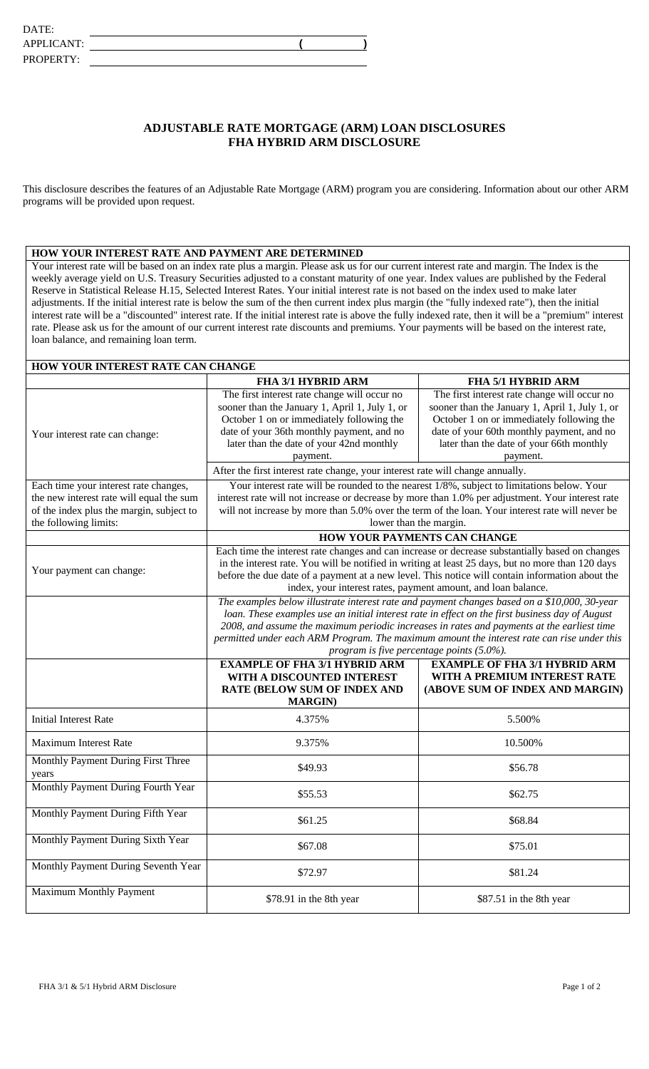DATE:

APPLICANT: ( )

PROPERTY:

# ADJUSTABLE RATE MORTGAGE (ARM) LOAN DISCLOSURES
# FHA HYBRID ARM DISCLOSURE

This disclosure describes the features of an Adjustable Rate Mortgage (ARM) program you are considering. Information about our other ARM programs will be provided upon request.

## HOW YOUR INTEREST RATE AND PAYMENT ARE DETERMINED

Your interest rate will be based on an index rate plus a margin. Please ask us for our current interest rate and margin. The Index is the weekly average yield on U.S. Treasury Securities adjusted to a constant maturity of one year. Index values are published by the Federal Reserve in Statistical Release H.15, Selected Interest Rates. Your initial interest rate is not based on the index used to make later adjustments. If the initial interest rate is below the sum of the then current index plus margin (the "fully indexed rate"), then the initial interest rate will be a "discounted" interest rate. If the initial interest rate is above the fully indexed rate, then it will be a "premium" interest rate. Please ask us for the amount of our current interest rate discounts and premiums. Your payments will be based on the interest rate, loan balance, and remaining loan term.

## HOW YOUR INTEREST RATE CAN CHANGE

| | FHA 3/1 HYBRID ARM | FHA 5/1 HYBRID ARM |
|---|---|---|
| Your interest rate can change: | The first interest rate change will occur no sooner than the January 1, April 1, July 1, or October 1 on or immediately following the date of your 36th monthly payment, and no later than the date of your 42nd monthly payment. | The first interest rate change will occur no sooner than the January 1, April 1, July 1, or October 1 on or immediately following the date of your 60th monthly payment, and no later than the date of your 66th monthly payment. |
| | After the first interest rate change, your interest rate will change annually. | |
| Each time your interest rate changes, the new interest rate will equal the sum of the index plus the margin, subject to the following limits: | Your interest rate will be rounded to the nearest 1/8%, subject to limitations below. Your interest rate will not increase or decrease by more than 1.0% per adjustment. Your interest rate will not increase by more than 5.0% over the term of the loan. Your interest rate will never be lower than the margin. | |
| | **HOW YOUR PAYMENTS CAN CHANGE** | |
| Your payment can change: | Each time the interest rate changes and can increase or decrease substantially based on changes in the interest rate. You will be notified in writing at least 25 days, but no more than 120 days before the due date of a payment at a new level. This notice will contain information about the index, your interest rates, payment amount, and loan balance. | |
| | *The examples below illustrate interest rate and payment changes based on a $10,000, 30-year loan. These examples use an initial interest rate in effect on the first business day of August 2008, and assume the maximum periodic increases in rates and payments at the earliest time permitted under each ARM Program. The maximum amount the interest rate can rise under this program is five percentage points (5.0%).* | |
| | **EXAMPLE OF FHA 3/1 HYBRID ARM WITH A DISCOUNTED INTEREST RATE (BELOW SUM OF INDEX AND MARGIN)** | **EXAMPLE OF FHA 3/1 HYBRID ARM WITH A PREMIUM INTEREST RATE (ABOVE SUM OF INDEX AND MARGIN)** |
| Initial Interest Rate | 4.375% | 5.500% |
| Maximum Interest Rate | 9.375% | 10.500% |
| Monthly Payment During First Three years | $49.93 | $56.78 |
| Monthly Payment During Fourth Year | $55.53 | $62.75 |
| Monthly Payment During Fifth Year | $61.25 | $68.84 |
| Monthly Payment During Sixth Year | $67.08 | $75.01 |
| Monthly Payment During Seventh Year | $72.97 | $81.24 |
| Maximum Monthly Payment | $78.91 in the 8th year | $87.51 in the 8th year |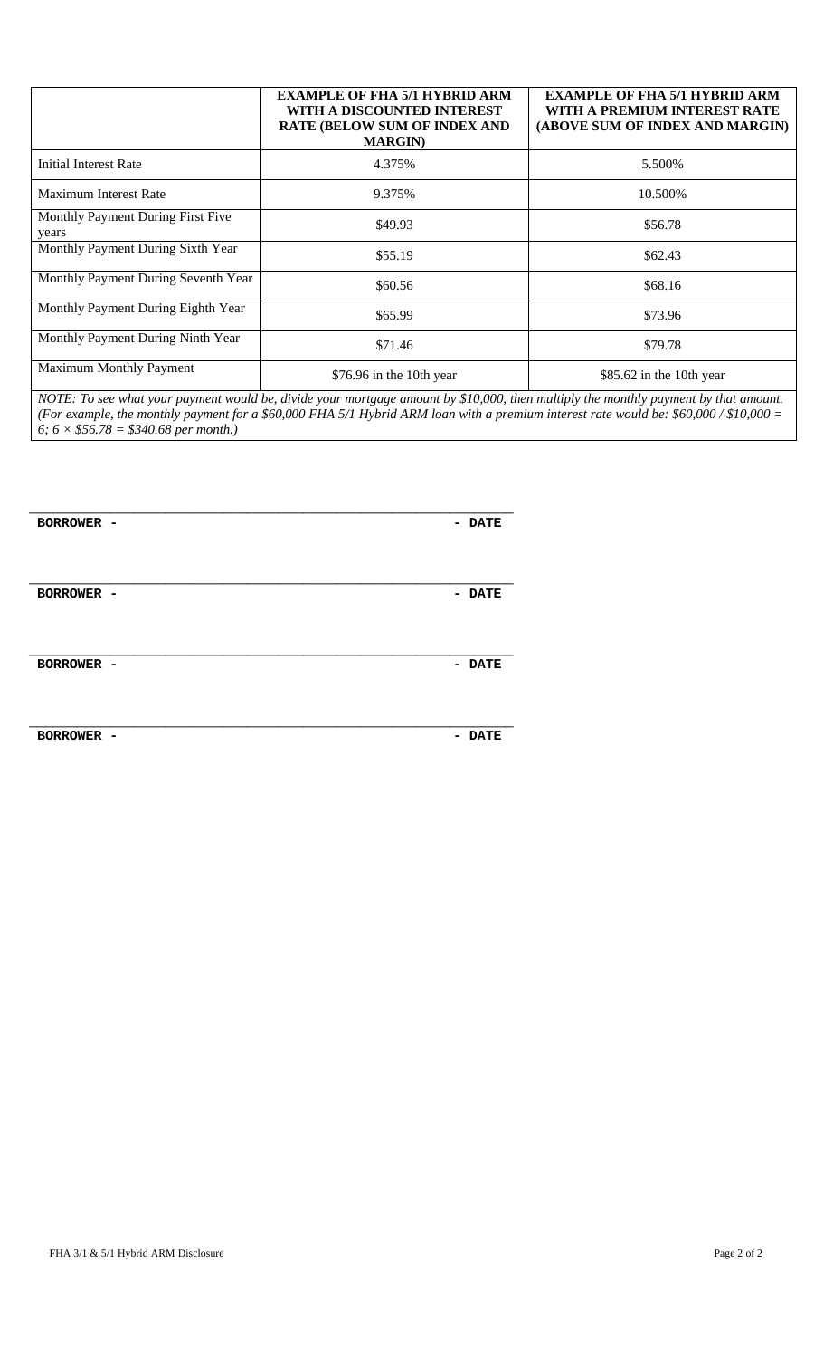| | EXAMPLE OF FHA 5/1 HYBRID ARM WITH A DISCOUNTED INTEREST RATE (BELOW SUM OF INDEX AND MARGIN) | EXAMPLE OF FHA 5/1 HYBRID ARM WITH A PREMIUM INTEREST RATE (ABOVE SUM OF INDEX AND MARGIN) |
|---|---|---|
| Initial Interest Rate | 4.375% | 5.500% |
| Maximum Interest Rate | 9.375% | 10.500% |
| Monthly Payment During First Five years | \$49.93 | \$56.78 |
| Monthly Payment During Sixth Year | \$55.19 | \$62.43 |
| Monthly Payment During Seventh Year | \$60.56 | \$68.16 |
| Monthly Payment During Eighth Year | \$65.99 | \$73.96 |
| Monthly Payment During Ninth Year | \$71.46 | \$79.78 |
| Maximum Monthly Payment | \$76.96 in the 10th year | \$85.62 in the 10th year |

*NOTE: To see what your payment would be, divide your mortgage amount by \$10,000, then multiply the monthly payment by that amount. (For example, the monthly payment for a \$60,000 FHA 5/1 Hybrid ARM loan with a premium interest rate would be: \$60,000 / \$10,000 = 6; 6 × \$56.78 = \$340.68 per month.)*

______________________________________________________

**BORROWER -** **- DATE**

______________________________________________________

**BORROWER -** **- DATE**

______________________________________________________

**BORROWER -** **- DATE**

______________________________________________________

**BORROWER -** **- DATE**

FHA 3/1 & 5/1 Hybrid ARM Disclosure